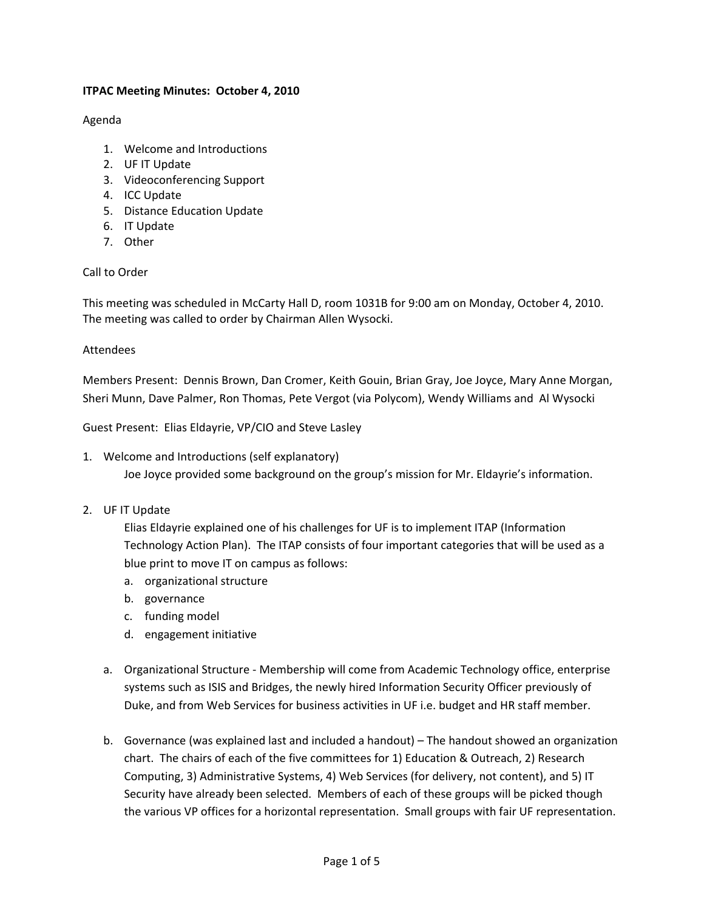**ITPAC Meeting Minutes: October 4, 2010**

Agenda

1. Welcome and Introductions
2. UF IT Update
3. Videoconferencing Support
4. ICC Update
5. Distance Education Update
6. IT Update
7. Other

Call to Order

This meeting was scheduled in McCarty Hall D, room 1031B for 9:00 am on Monday, October 4, 2010. The meeting was called to order by Chairman Allen Wysocki.

Attendees

Members Present: Dennis Brown, Dan Cromer, Keith Gouin, Brian Gray, Joe Joyce, Mary Anne Morgan, Sheri Munn, Dave Palmer, Ron Thomas, Pete Vergot (via Polycom), Wendy Williams and Al Wysocki

Guest Present: Elias Eldayrie, VP/CIO and Steve Lasley

1. Welcome and Introductions (self explanatory)
   
   Joe Joyce provided some background on the group's mission for Mr. Eldayrie's information.

2. UF IT Update
   
   Elias Eldayrie explained one of his challenges for UF is to implement ITAP (Information Technology Action Plan). The ITAP consists of four important categories that will be used as a blue print to move IT on campus as follows:
   
   a. organizational structure
   b. governance
   c. funding model
   d. engagement initiative

   a. Organizational Structure - Membership will come from Academic Technology office, enterprise systems such as ISIS and Bridges, the newly hired Information Security Officer previously of Duke, and from Web Services for business activities in UF i.e. budget and HR staff member.

   b. Governance (was explained last and included a handout) – The handout showed an organization chart. The chairs of each of the five committees for 1) Education & Outreach, 2) Research Computing, 3) Administrative Systems, 4) Web Services (for delivery, not content), and 5) IT Security have already been selected. Members of each of these groups will be picked though the various VP offices for a horizontal representation. Small groups with fair UF representation.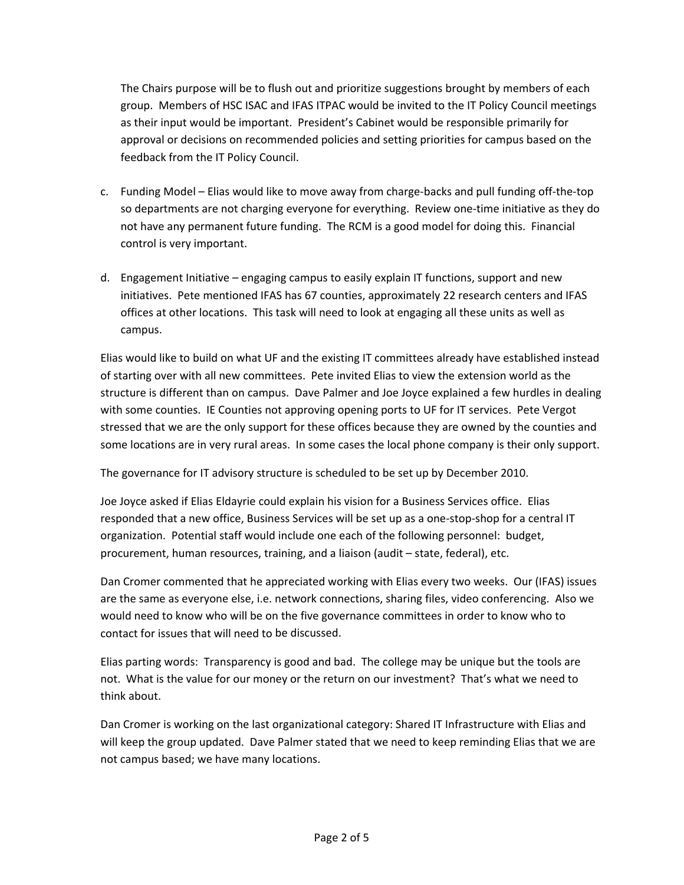The Chairs purpose will be to flush out and prioritize suggestions brought by members of each group. Members of HSC ISAC and IFAS ITPAC would be invited to the IT Policy Council meetings as their input would be important. President's Cabinet would be responsible primarily for approval or decisions on recommended policies and setting priorities for campus based on the feedback from the IT Policy Council.

c. Funding Model – Elias would like to move away from charge-backs and pull funding off-the-top so departments are not charging everyone for everything. Review one-time initiative as they do not have any permanent future funding. The RCM is a good model for doing this. Financial control is very important.

d. Engagement Initiative – engaging campus to easily explain IT functions, support and new initiatives. Pete mentioned IFAS has 67 counties, approximately 22 research centers and IFAS offices at other locations. This task will need to look at engaging all these units as well as campus.

Elias would like to build on what UF and the existing IT committees already have established instead of starting over with all new committees. Pete invited Elias to view the extension world as the structure is different than on campus. Dave Palmer and Joe Joyce explained a few hurdles in dealing with some counties. IE Counties not approving opening ports to UF for IT services. Pete Vergot stressed that we are the only support for these offices because they are owned by the counties and some locations are in very rural areas. In some cases the local phone company is their only support.

The governance for IT advisory structure is scheduled to be set up by December 2010.

Joe Joyce asked if Elias Eldayrie could explain his vision for a Business Services office. Elias responded that a new office, Business Services will be set up as a one-stop-shop for a central IT organization. Potential staff would include one each of the following personnel: budget, procurement, human resources, training, and a liaison (audit – state, federal), etc.

Dan Cromer commented that he appreciated working with Elias every two weeks. Our (IFAS) issues are the same as everyone else, i.e. network connections, sharing files, video conferencing. Also we would need to know who will be on the five governance committees in order to know who to contact for issues that will need to be discussed.

Elias parting words: Transparency is good and bad. The college may be unique but the tools are not. What is the value for our money or the return on our investment? That's what we need to think about.

Dan Cromer is working on the last organizational category: Shared IT Infrastructure with Elias and will keep the group updated. Dave Palmer stated that we need to keep reminding Elias that we are not campus based; we have many locations.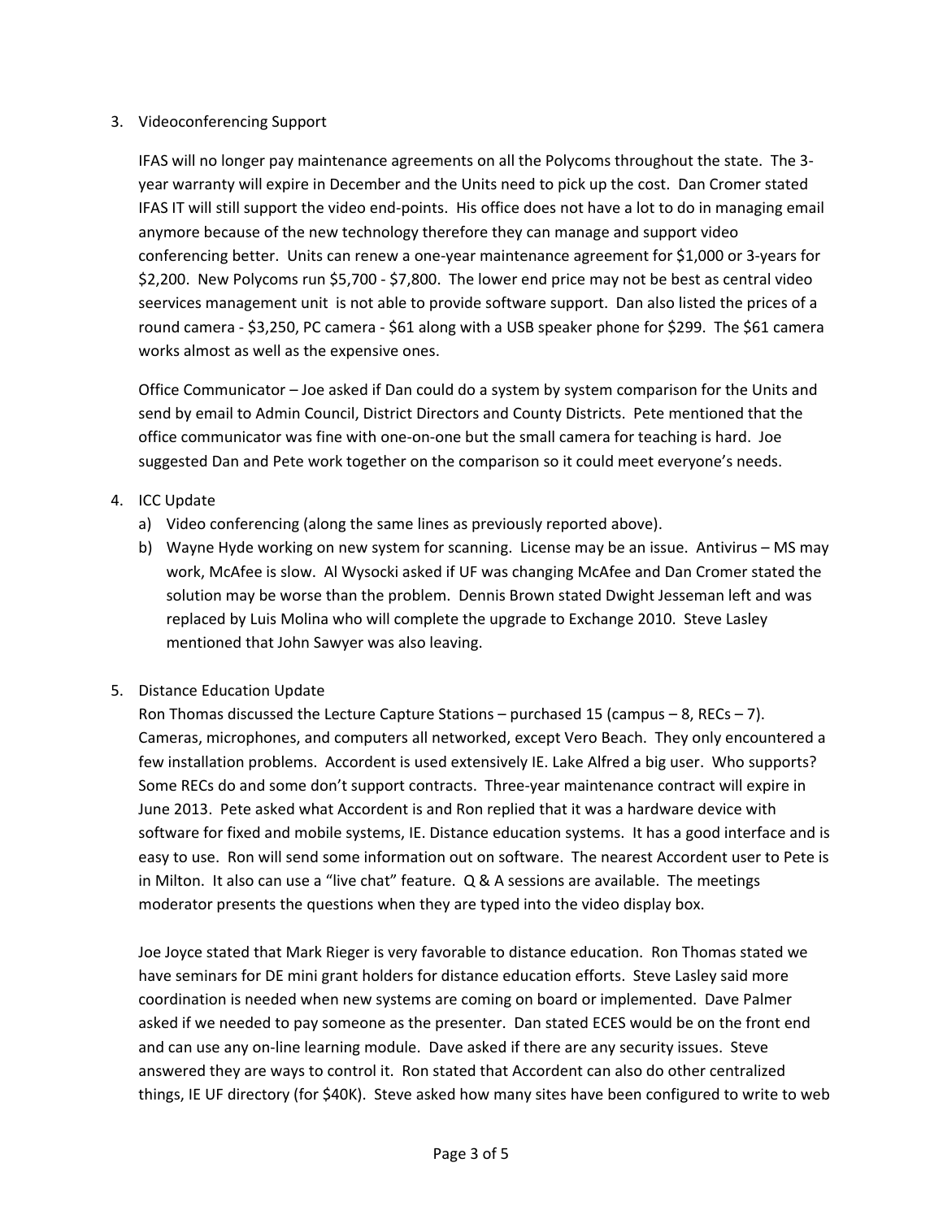3. Videoconferencing Support

   IFAS will no longer pay maintenance agreements on all the Polycoms throughout the state. The 3-year warranty will expire in December and the Units need to pick up the cost. Dan Cromer stated IFAS IT will still support the video end-points. His office does not have a lot to do in managing email anymore because of the new technology therefore they can manage and support video conferencing better. Units can renew a one-year maintenance agreement for $1,000 or 3-years for $2,200. New Polycoms run $5,700 - $7,800. The lower end price may not be best as central video seervices management unit is not able to provide software support. Dan also listed the prices of a round camera - $3,250, PC camera - $61 along with a USB speaker phone for $299. The $61 camera works almost as well as the expensive ones.

   Office Communicator – Joe asked if Dan could do a system by system comparison for the Units and send by email to Admin Council, District Directors and County Districts. Pete mentioned that the office communicator was fine with one-on-one but the small camera for teaching is hard. Joe suggested Dan and Pete work together on the comparison so it could meet everyone's needs.

4. ICC Update
   a) Video conferencing (along the same lines as previously reported above).
   b) Wayne Hyde working on new system for scanning. License may be an issue. Antivirus – MS may work, McAfee is slow. Al Wysocki asked if UF was changing McAfee and Dan Cromer stated the solution may be worse than the problem. Dennis Brown stated Dwight Jesseman left and was replaced by Luis Molina who will complete the upgrade to Exchange 2010. Steve Lasley mentioned that John Sawyer was also leaving.

5. Distance Education Update

   Ron Thomas discussed the Lecture Capture Stations – purchased 15 (campus – 8, RECs – 7). Cameras, microphones, and computers all networked, except Vero Beach. They only encountered a few installation problems. Accordent is used extensively IE. Lake Alfred a big user. Who supports? Some RECs do and some don't support contracts. Three-year maintenance contract will expire in June 2013. Pete asked what Accordent is and Ron replied that it was a hardware device with software for fixed and mobile systems, IE. Distance education systems. It has a good interface and is easy to use. Ron will send some information out on software. The nearest Accordent user to Pete is in Milton. It also can use a "live chat" feature. Q & A sessions are available. The meetings moderator presents the questions when they are typed into the video display box.

   Joe Joyce stated that Mark Rieger is very favorable to distance education. Ron Thomas stated we have seminars for DE mini grant holders for distance education efforts. Steve Lasley said more coordination is needed when new systems are coming on board or implemented. Dave Palmer asked if we needed to pay someone as the presenter. Dan stated ECES would be on the front end and can use any on-line learning module. Dave asked if there are any security issues. Steve answered they are ways to control it. Ron stated that Accordent can also do other centralized things, IE UF directory (for $40K). Steve asked how many sites have been configured to write to web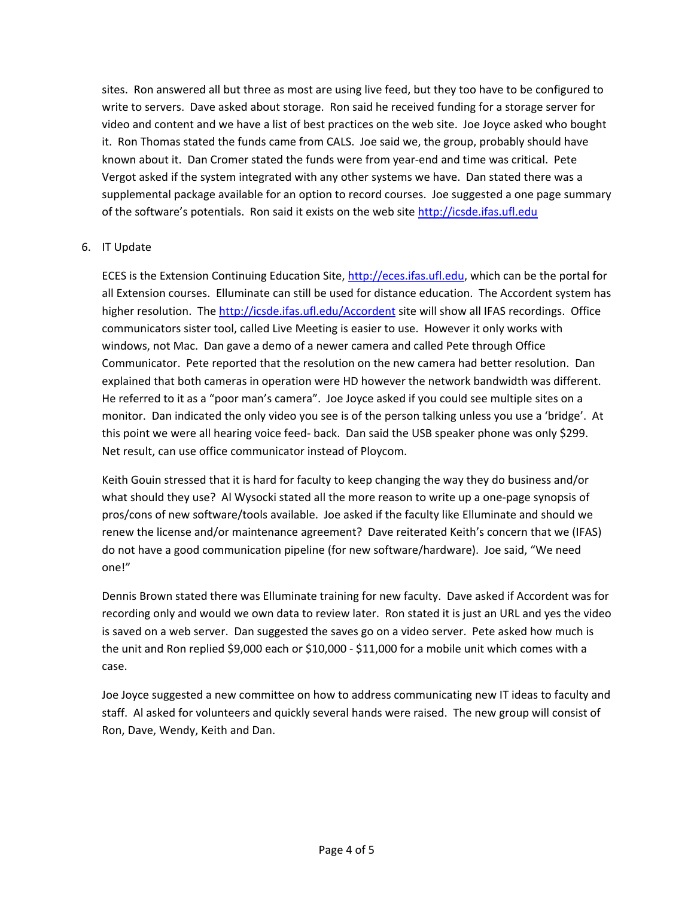sites. Ron answered all but three as most are using live feed, but they too have to be configured to write to servers. Dave asked about storage. Ron said he received funding for a storage server for video and content and we have a list of best practices on the web site. Joe Joyce asked who bought it. Ron Thomas stated the funds came from CALS. Joe said we, the group, probably should have known about it. Dan Cromer stated the funds were from year-end and time was critical. Pete Vergot asked if the system integrated with any other systems we have. Dan stated there was a supplemental package available for an option to record courses. Joe suggested a one page summary of the software's potentials. Ron said it exists on the web site http://icsde.ifas.ufl.edu

6. IT Update

   ECES is the Extension Continuing Education Site, http://eces.ifas.ufl.edu, which can be the portal for all Extension courses. Elluminate can still be used for distance education. The Accordent system has higher resolution. The http://icsde.ifas.ufl.edu/Accordent site will show all IFAS recordings. Office communicators sister tool, called Live Meeting is easier to use. However it only works with windows, not Mac. Dan gave a demo of a newer camera and called Pete through Office Communicator. Pete reported that the resolution on the new camera had better resolution. Dan explained that both cameras in operation were HD however the network bandwidth was different. He referred to it as a "poor man's camera". Joe Joyce asked if you could see multiple sites on a monitor. Dan indicated the only video you see is of the person talking unless you use a 'bridge'. At this point we were all hearing voice feed- back. Dan said the USB speaker phone was only $299. Net result, can use office communicator instead of Ploycom.

   Keith Gouin stressed that it is hard for faculty to keep changing the way they do business and/or what should they use? Al Wysocki stated all the more reason to write up a one-page synopsis of pros/cons of new software/tools available. Joe asked if the faculty like Elluminate and should we renew the license and/or maintenance agreement? Dave reiterated Keith's concern that we (IFAS) do not have a good communication pipeline (for new software/hardware). Joe said, "We need one!"

   Dennis Brown stated there was Elluminate training for new faculty. Dave asked if Accordent was for recording only and would we own data to review later. Ron stated it is just an URL and yes the video is saved on a web server. Dan suggested the saves go on a video server. Pete asked how much is the unit and Ron replied $9,000 each or $10,000 - $11,000 for a mobile unit which comes with a case.

   Joe Joyce suggested a new committee on how to address communicating new IT ideas to faculty and staff. Al asked for volunteers and quickly several hands were raised. The new group will consist of Ron, Dave, Wendy, Keith and Dan.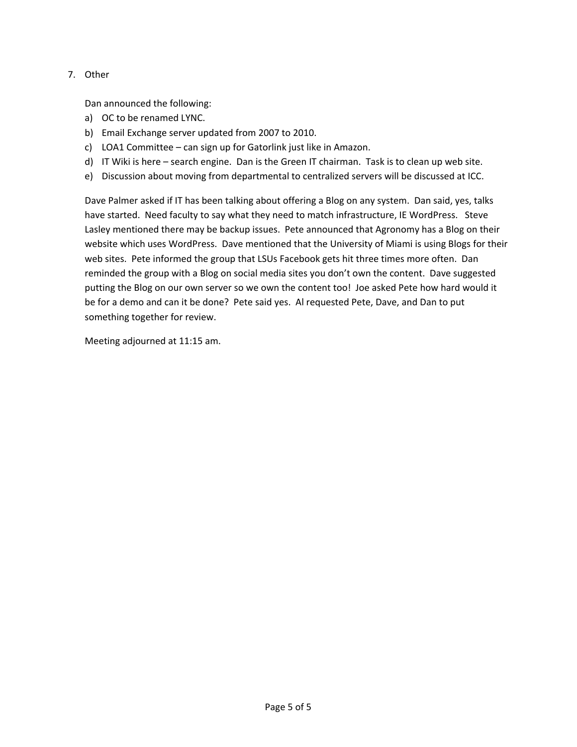7. Other

   Dan announced the following:

   a) OC to be renamed LYNC.
   b) Email Exchange server updated from 2007 to 2010.
   c) LOA1 Committee – can sign up for Gatorlink just like in Amazon.
   d) IT Wiki is here – search engine. Dan is the Green IT chairman. Task is to clean up web site.
   e) Discussion about moving from departmental to centralized servers will be discussed at ICC.

   Dave Palmer asked if IT has been talking about offering a Blog on any system. Dan said, yes, talks have started. Need faculty to say what they need to match infrastructure, IE WordPress. Steve Lasley mentioned there may be backup issues. Pete announced that Agronomy has a Blog on their website which uses WordPress. Dave mentioned that the University of Miami is using Blogs for their web sites. Pete informed the group that LSUs Facebook gets hit three times more often. Dan reminded the group with a Blog on social media sites you don't own the content. Dave suggested putting the Blog on our own server so we own the content too! Joe asked Pete how hard would it be for a demo and can it be done? Pete said yes. Al requested Pete, Dave, and Dan to put something together for review.

   Meeting adjourned at 11:15 am.